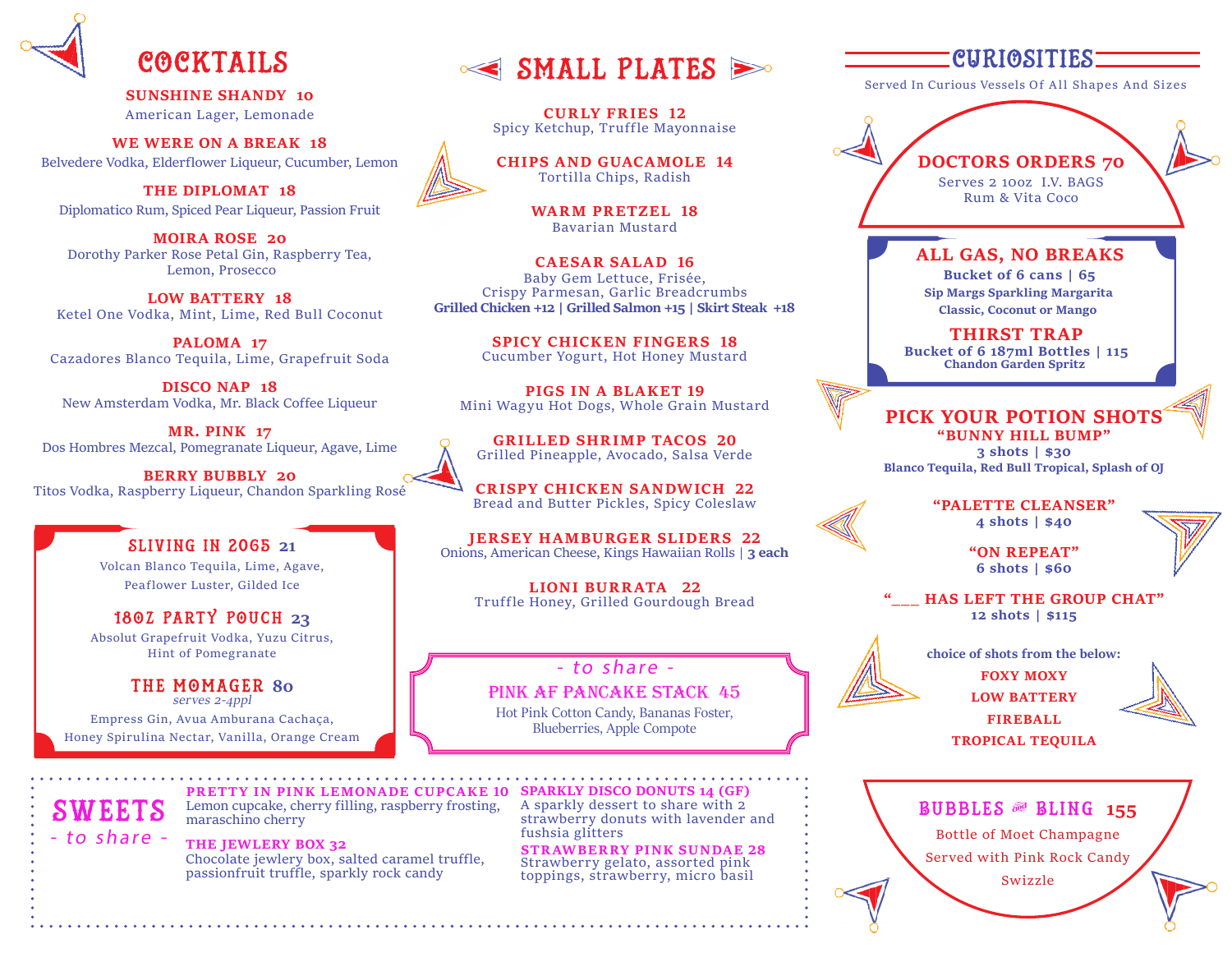## COCKTAILS

**SUNSHINE SHANDY 10**
American Lager, Lemonade

**WE WERE ON A BREAK 18**
Belvedere Vodka, Elderflower Liqueur, Cucumber, Lemon

**THE DIPLOMAT 18**
Diplomatico Rum, Spiced Pear Liqueur, Passion Fruit

**MOIRA ROSE 20**
Dorothy Parker Rose Petal Gin, Raspberry Tea, Lemon, Prosecco

**LOW BATTERY 18**
Ketel One Vodka, Mint, Lime, Red Bull Coconut

**PALOMA 17**
Cazadores Blanco Tequila, Lime, Grapefruit Soda

**DISCO NAP 18**
New Amsterdam Vodka, Mr. Black Coffee Liqueur

**MR. PINK 17**
Dos Hombres Mezcal, Pomegranate Liqueur, Agave, Lime

**BERRY BUBBLY 20**
Titos Vodka, Raspberry Liqueur, Chandon Sparkling Rosé

**SLIVING IN 2065 21**
Volcan Blanco Tequila, Lime, Agave, Peaflower Luster, Gilded Ice

**18OZ PARTY POUCH 23**
Absolut Grapefruit Vodka, Yuzu Citrus, Hint of Pomegranate

**THE MOMAGER 80**
*serves 2-4ppl*
Empress Gin, Avua Amburana Cachaça, Honey Spirulina Nectar, Vanilla, Orange Cream

## SMALL PLATES

**CURLY FRIES 12**
Spicy Ketchup, Truffle Mayonnaise

**CHIPS AND GUACAMOLE 14**
Tortilla Chips, Radish

**WARM PRETZEL 18**
Bavarian Mustard

**CAESAR SALAD 16**
Baby Gem Lettuce, Frisée, Crispy Parmesan, Garlic Breadcrumbs
**Grilled Chicken +12 | Grilled Salmon +15 | Skirt Steak +18**

**SPICY CHICKEN FINGERS 18**
Cucumber Yogurt, Hot Honey Mustard

**PIGS IN A BLAKET 19**
Mini Wagyu Hot Dogs, Whole Grain Mustard

**GRILLED SHRIMP TACOS 20**
Grilled Pineapple, Avocado, Salsa Verde

**CRISPY CHICKEN SANDWICH 22**
Bread and Butter Pickles, Spicy Coleslaw

**JERSEY HAMBURGER SLIDERS 22**
Onions, American Cheese, Kings Hawaiian Rolls | **3 each**

**LIONI BURRATA 22**
Truffle Honey, Grilled Gourdough Bread

*- to share -*

**PINK AF PANCAKE STACK 45**
Hot Pink Cotton Candy, Bananas Foster, Blueberries, Apple Compote

## CURIOSITIES

Served In Curious Vessels Of All Shapes And Sizes

**DOCTORS ORDERS 70**
Serves 2 10oz I.V. BAGS
Rum & Vita Coco

**ALL GAS, NO BREAKS**
**Bucket of 6 cans | 65**
**Sip Margs Sparkling Margarita**
**Classic, Coconut or Mango**

**THIRST TRAP**
**Bucket of 6 187ml Bottles | 115**
**Chandon Garden Spritz**

**PICK YOUR POTION SHOTS**

**"BUNNY HILL BUMP"**
**3 shots | $30**
**Blanco Tequila, Red Bull Tropical, Splash of OJ**

**"PALETTE CLEANSER"**
**4 shots | $40**

**"ON REPEAT"**
**6 shots | $60**

**"___ HAS LEFT THE GROUP CHAT"**
**12 shots | $115**

**choice of shots from the below:**
- FOXY MOXY
- LOW BATTERY
- FIREBALL
- TROPICAL TEQUILA

**BUBBLES & BLING 155**
Bottle of Moet Champagne
Served with Pink Rock Candy Swizzle

## SWEETS

*- to share -*

**PRETTY IN PINK LEMONADE CUPCAKE 10**
Lemon cupcake, cherry filling, raspberry frosting, maraschino cherry

**THE JEWLERY BOX 32**
Chocolate jewlery box, salted caramel truffle, passionfruit truffle, sparkly rock candy

**SPARKLY DISCO DONUTS 14 (GF)**
A sparkly dessert to share with 2 strawberry donuts with lavender and fushsia glitters

**STRAWBERRY PINK SUNDAE 28**
Strawberry gelato, assorted pink toppings, strawberry, micro basil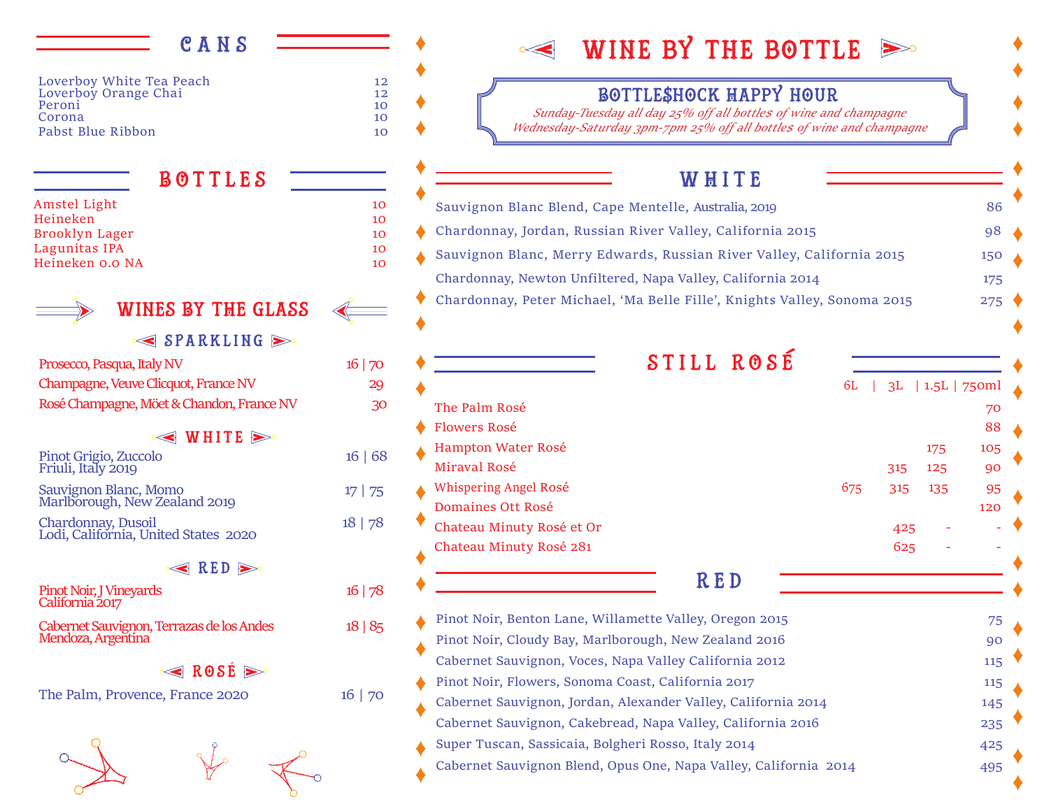## CANS

| | |
|---|---|
| Loverboy White Tea Peach | 12 |
| Loverboy Orange Chai | 12 |
| Peroni | 10 |
| Corona | 10 |
| Pabst Blue Ribbon | 10 |

## BOTTLES

| | |
|---|---|
| Amstel Light | 10 |
| Heineken | 10 |
| Brooklyn Lager | 10 |
| Lagunitas IPA | 10 |
| Heineken 0.0 NA | 10 |

## WINES BY THE GLASS

### SPARKLING

| | |
|---|---|
| Prosecco, Pasqua, Italy NV | 16 \| 70 |
| Champagne, Veuve Clicquot, France NV | 29 |
| Rosé Champagne, Möet & Chandon, France NV | 30 |

### WHITE

| | |
|---|---|
| Pinot Grigio, Zuccolo Friuli, Italy 2019 | 16 \| 68 |
| Sauvignon Blanc, Momo Marlborough, New Zealand 2019 | 17 \| 75 |
| Chardonnay, Dusoil Lodi, California, United States 2020 | 18 \| 78 |

### RED

| | |
|---|---|
| Pinot Noir, J Vineyards California 2017 | 16 \| 78 |
| Cabernet Sauvignon, Terrazas de los Andes Mendoza, Argentina | 18 \| 85 |

### ROSÉ

| | |
|---|---|
| The Palm, Provence, France 2020 | 16 \| 70 |

# WINE BY THE BOTTLE

## BOTTLE$HOCK HAPPY HOUR

*Sunday-Tuesday all day 25% off all bottle$ of wine and champagne*
*Wednesday-Saturday 3pm-7pm 25% off all bottle$ of wine and champagne*

## WHITE

| | |
|---|---|
| Sauvignon Blanc Blend, Cape Mentelle, Australia, 2019 | 86 |
| Chardonnay, Jordan, Russian River Valley, California 2015 | 98 |
| Sauvignon Blanc, Merry Edwards, Russian River Valley, California 2015 | 150 |
| Chardonnay, Newton Unfiltered, Napa Valley, California 2014 | 175 |
| Chardonnay, Peter Michael, 'Ma Belle Fille', Knights Valley, Sonoma 2015 | 275 |

## STILL ROSÉ

| | 6L | 3L | 1.5L | 750ml |
|---|---|---|---|---|
| The Palm Rosé | | | | 70 |
| Flowers Rosé | | | | 88 |
| Hampton Water Rosé | | | 175 | 105 |
| Miraval Rosé | | 315 | 125 | 90 |
| Whispering Angel Rosé | 675 | 315 | 135 | 95 |
| Domaines Ott Rosé | | | | 120 |
| Chateau Minuty Rosé et Or | | 425 | - | - |
| Chateau Minuty Rosé 281 | | 625 | - | - |

## RED

| | |
|---|---|
| Pinot Noir, Benton Lane, Willamette Valley, Oregon 2015 | 75 |
| Pinot Noir, Cloudy Bay, Marlborough, New Zealand 2016 | 90 |
| Cabernet Sauvignon, Voces, Napa Valley California 2012 | 115 |
| Pinot Noir, Flowers, Sonoma Coast, California 2017 | 115 |
| Cabernet Sauvignon, Jordan, Alexander Valley, California 2014 | 145 |
| Cabernet Sauvignon, Cakebread, Napa Valley, California 2016 | 235 |
| Super Tuscan, Sassicaia, Bolgheri Rosso, Italy 2014 | 425 |
| Cabernet Sauvignon Blend, Opus One, Napa Valley, California 2014 | 495 |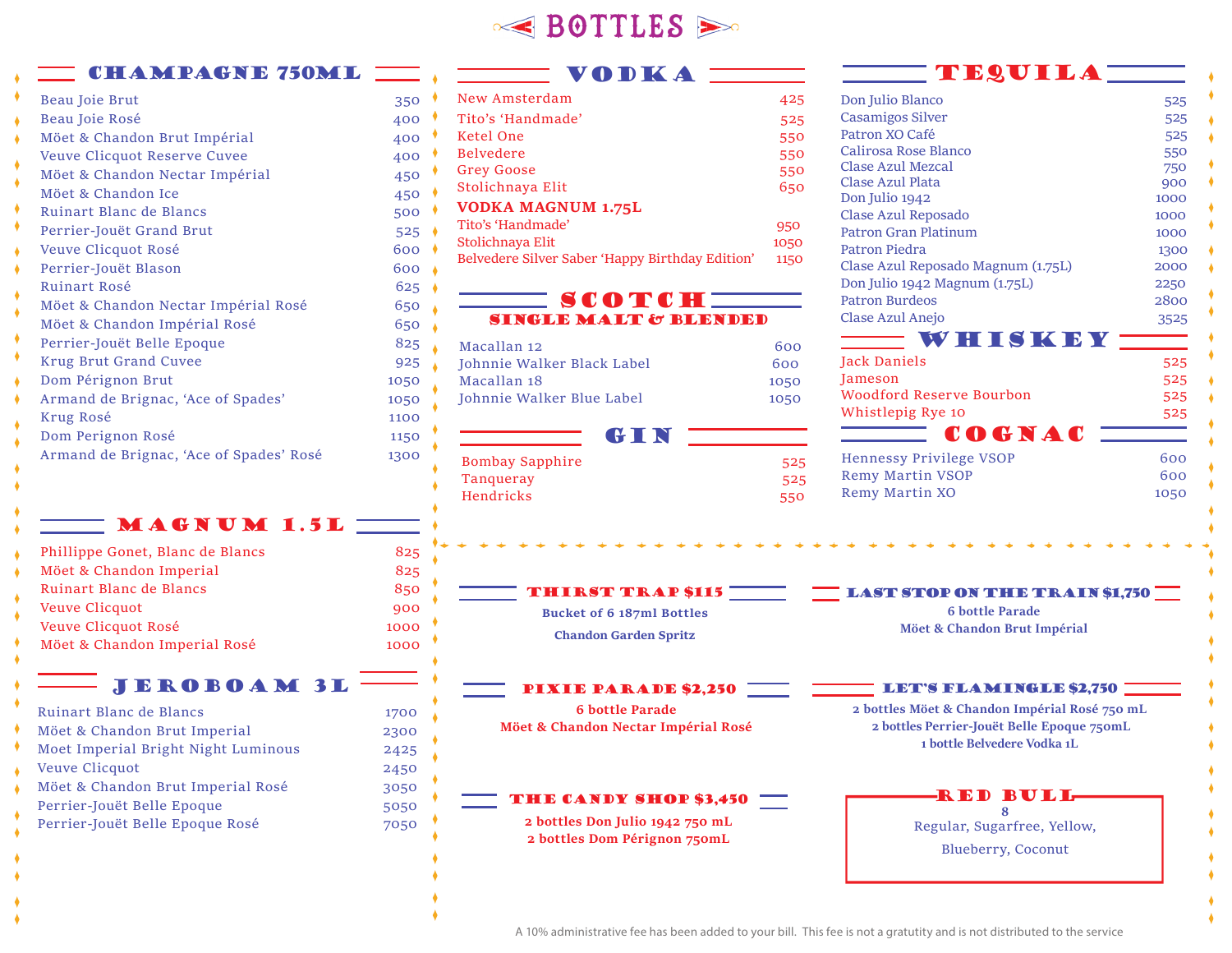# BOTTLES

## CHAMPAGNE 750ML

| | |
|---|---|
| Beau Joie Brut | 350 |
| Beau Joie Rosé | 400 |
| Möet & Chandon Brut Impérial | 400 |
| Veuve Clicquot Reserve Cuvee | 400 |
| Möet & Chandon Nectar Impérial | 450 |
| Möet & Chandon Ice | 450 |
| Ruinart Blanc de Blancs | 500 |
| Perrier-Jouët Grand Brut | 525 |
| Veuve Clicquot Rosé | 600 |
| Perrier-Jouët Blason | 600 |
| Ruinart Rosé | 625 |
| Möet & Chandon Nectar Impérial Rosé | 650 |
| Möet & Chandon Impérial Rosé | 650 |
| Perrier-Jouët Belle Epoque | 825 |
| Krug Brut Grand Cuvee | 925 |
| Dom Pérignon Brut | 1050 |
| Armand de Brignac, 'Ace of Spades' | 1050 |
| Krug Rosé | 1100 |
| Dom Perignon Rosé | 1150 |
| Armand de Brignac, 'Ace of Spades' Rosé | 1300 |

## MAGNUM 1.5L

| | |
|---|---|
| Phillippe Gonet, Blanc de Blancs | 825 |
| Möet & Chandon Imperial | 825 |
| Ruinart Blanc de Blancs | 850 |
| Veuve Clicquot | 900 |
| Veuve Clicquot Rosé | 1000 |
| Möet & Chandon Imperial Rosé | 1000 |

## JEROBOAM 3L

| | |
|---|---|
| Ruinart Blanc de Blancs | 1700 |
| Möet & Chandon Brut Imperial | 2300 |
| Moet Imperial Bright Night Luminous | 2425 |
| Veuve Clicquot | 2450 |
| Möet & Chandon Brut Imperial Rosé | 3050 |
| Perrier-Jouët Belle Epoque | 5050 |
| Perrier-Jouët Belle Epoque Rosé | 7050 |

## VODKA

| | |
|---|---|
| New Amsterdam | 425 |
| Tito's 'Handmade' | 525 |
| Ketel One | 550 |
| Belvedere | 550 |
| Grey Goose | 550 |
| Stolichnaya Elit | 650 |

### VODKA MAGNUM 1.75L

| | |
|---|---|
| Tito's 'Handmade' | 950 |
| Stolichnaya Elit | 1050 |
| Belvedere Silver Saber 'Happy Birthday Edition' | 1150 |

## SCOTCH

### SINGLE MALT & BLENDED

| | |
|---|---|
| Macallan 12 | 600 |
| Johnnie Walker Black Label | 600 |
| Macallan 18 | 1050 |
| Johnnie Walker Blue Label | 1050 |

## GIN

| | |
|---|---|
| Bombay Sapphire | 525 |
| Tanqueray | 525 |
| Hendricks | 550 |

## TEQUILA

| | |
|---|---|
| Don Julio Blanco | 525 |
| Casamigos Silver | 525 |
| Patron XO Café | 525 |
| Calirosa Rose Blanco | 550 |
| Clase Azul Mezcal | 750 |
| Clase Azul Plata | 900 |
| Don Julio 1942 | 1000 |
| Clase Azul Reposado | 1000 |
| Patron Gran Platinum | 1000 |
| Patron Piedra | 1300 |
| Clase Azul Reposado Magnum (1.75L) | 2000 |
| Don Julio 1942 Magnum (1.75L) | 2250 |
| Patron Burdeos | 2800 |
| Clase Azul Anejo | 3525 |

## WHISKEY

| | |
|---|---|
| Jack Daniels | 525 |
| Jameson | 525 |
| Woodford Reserve Bourbon | 525 |
| Whistlepig Rye 10 | 525 |

## COGNAC

| | |
|---|---|
| Hennessy Privilege VSOP | 600 |
| Remy Martin VSOP | 600 |
| Remy Martin XO | 1050 |

## THIRST TRAP $115

**Bucket of 6 187ml Bottles**

**Chandon Garden Spritz**

## LAST STOP ON THE TRAIN $1,750

**6 bottle Parade**

**Möet & Chandon Brut Impérial**

## PIXIE PARADE $2,250

**6 bottle Parade**

**Möet & Chandon Nectar Impérial Rosé**

## LET'S FLAMINGLE $2,750

**2 bottles Möet & Chandon Impérial Rosé 750 mL**

**2 bottles Perrier-Jouët Belle Epoque 750mL**

**1 bottle Belvedere Vodka 1L**

## THE CANDY SHOP $3,450

**2 bottles Don Julio 1942 750 mL**

**2 bottles Dom Pérignon 750mL**

## RED BULL

**8**

Regular, Sugarfree, Yellow, Blueberry, Coconut

A 10% administrative fee has been added to your bill. This fee is not a gratuity and is not distributed to the service